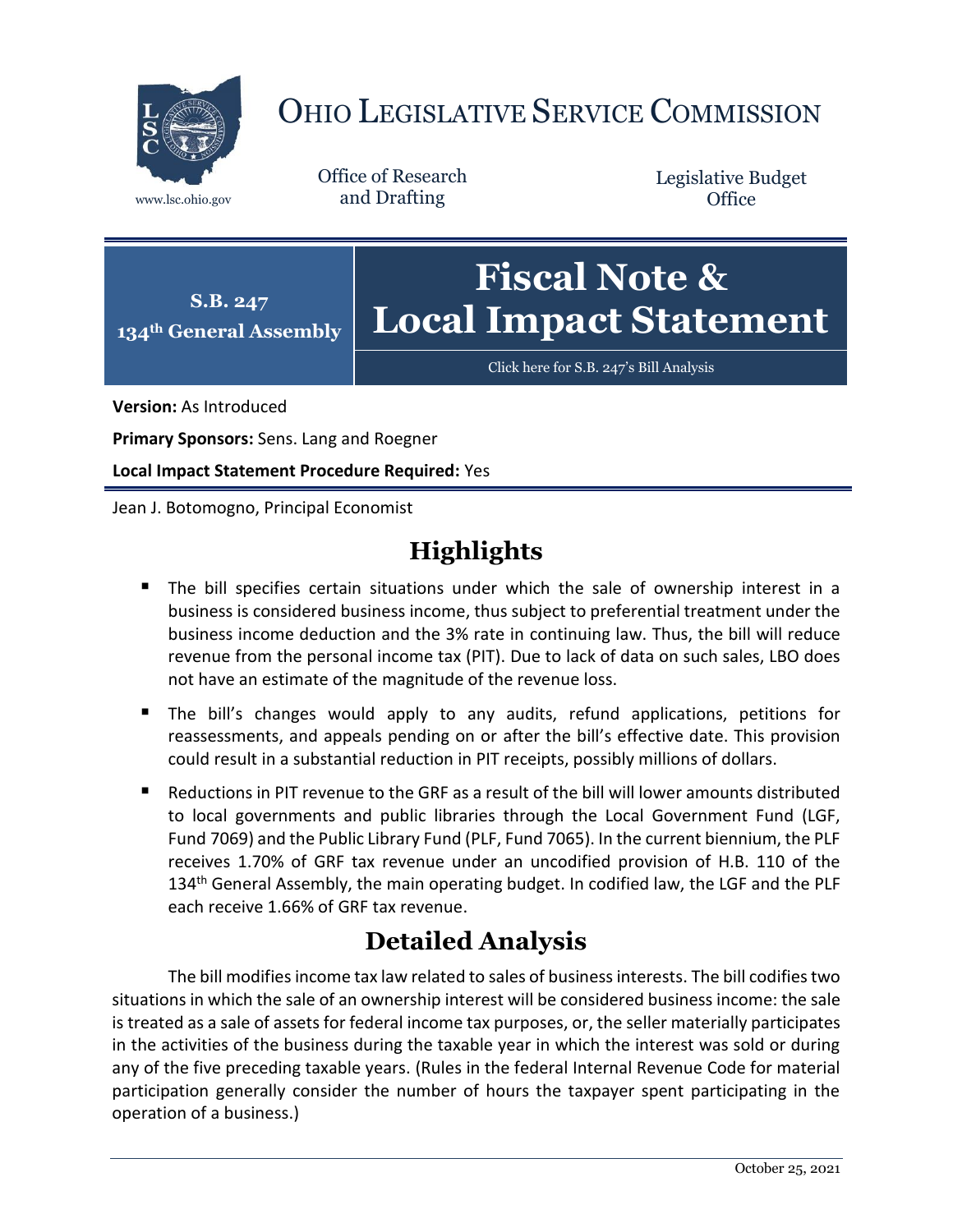# OHIO LEGISLATIVE SERVICE COMMISSION

www.lsc.ohio.gov

Office of Research and Drafting

Legislative Budget Office

**S.B. 247**
**134th General Assembly**

# Fiscal Note & Local Impact Statement

Click here for S.B. 247's Bill Analysis

**Version:** As Introduced

**Primary Sponsors:** Sens. Lang and Roegner

**Local Impact Statement Procedure Required:** Yes

Jean J. Botomogno, Principal Economist

## Highlights

- The bill specifies certain situations under which the sale of ownership interest in a business is considered business income, thus subject to preferential treatment under the business income deduction and the 3% rate in continuing law. Thus, the bill will reduce revenue from the personal income tax (PIT). Due to lack of data on such sales, LBO does not have an estimate of the magnitude of the revenue loss.
- The bill's changes would apply to any audits, refund applications, petitions for reassessments, and appeals pending on or after the bill's effective date. This provision could result in a substantial reduction in PIT receipts, possibly millions of dollars.
- Reductions in PIT revenue to the GRF as a result of the bill will lower amounts distributed to local governments and public libraries through the Local Government Fund (LGF, Fund 7069) and the Public Library Fund (PLF, Fund 7065). In the current biennium, the PLF receives 1.70% of GRF tax revenue under an uncodified provision of H.B. 110 of the 134th General Assembly, the main operating budget. In codified law, the LGF and the PLF each receive 1.66% of GRF tax revenue.

## Detailed Analysis

The bill modifies income tax law related to sales of business interests. The bill codifies two situations in which the sale of an ownership interest will be considered business income: the sale is treated as a sale of assets for federal income tax purposes, or, the seller materially participates in the activities of the business during the taxable year in which the interest was sold or during any of the five preceding taxable years. (Rules in the federal Internal Revenue Code for material participation generally consider the number of hours the taxpayer spent participating in the operation of a business.)

October 25, 2021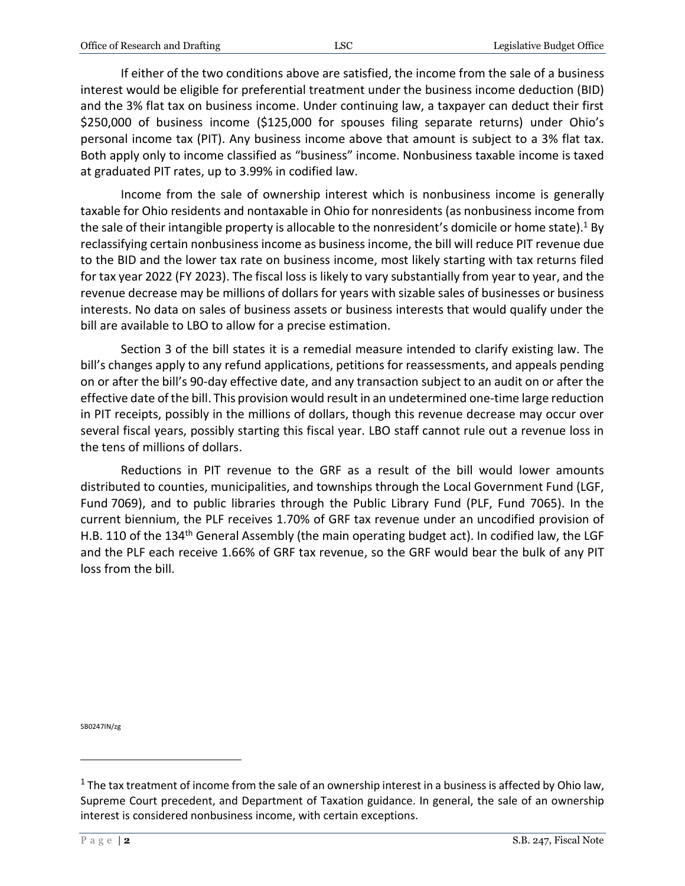If either of the two conditions above are satisfied, the income from the sale of a business interest would be eligible for preferential treatment under the business income deduction (BID) and the 3% flat tax on business income. Under continuing law, a taxpayer can deduct their first $250,000 of business income ($125,000 for spouses filing separate returns) under Ohio's personal income tax (PIT). Any business income above that amount is subject to a 3% flat tax. Both apply only to income classified as "business" income. Nonbusiness taxable income is taxed at graduated PIT rates, up to 3.99% in codified law.

Income from the sale of ownership interest which is nonbusiness income is generally taxable for Ohio residents and nontaxable in Ohio for nonresidents (as nonbusiness income from the sale of their intangible property is allocable to the nonresident's domicile or home state).[1] By reclassifying certain nonbusiness income as business income, the bill will reduce PIT revenue due to the BID and the lower tax rate on business income, most likely starting with tax returns filed for tax year 2022 (FY 2023). The fiscal loss is likely to vary substantially from year to year, and the revenue decrease may be millions of dollars for years with sizable sales of businesses or business interests. No data on sales of business assets or business interests that would qualify under the bill are available to LBO to allow for a precise estimation.

Section 3 of the bill states it is a remedial measure intended to clarify existing law. The bill's changes apply to any refund applications, petitions for reassessments, and appeals pending on or after the bill's 90-day effective date, and any transaction subject to an audit on or after the effective date of the bill. This provision would result in an undetermined one-time large reduction in PIT receipts, possibly in the millions of dollars, though this revenue decrease may occur over several fiscal years, possibly starting this fiscal year. LBO staff cannot rule out a revenue loss in the tens of millions of dollars.

Reductions in PIT revenue to the GRF as a result of the bill would lower amounts distributed to counties, municipalities, and townships through the Local Government Fund (LGF, Fund 7069), and to public libraries through the Public Library Fund (PLF, Fund 7065). In the current biennium, the PLF receives 1.70% of GRF tax revenue under an uncodified provision of H.B. 110 of the 134th General Assembly (the main operating budget act). In codified law, the LGF and the PLF each receive 1.66% of GRF tax revenue, so the GRF would bear the bulk of any PIT loss from the bill.

SB0247IN/zg

[1] The tax treatment of income from the sale of an ownership interest in a business is affected by Ohio law, Supreme Court precedent, and Department of Taxation guidance. In general, the sale of an ownership interest is considered nonbusiness income, with certain exceptions.